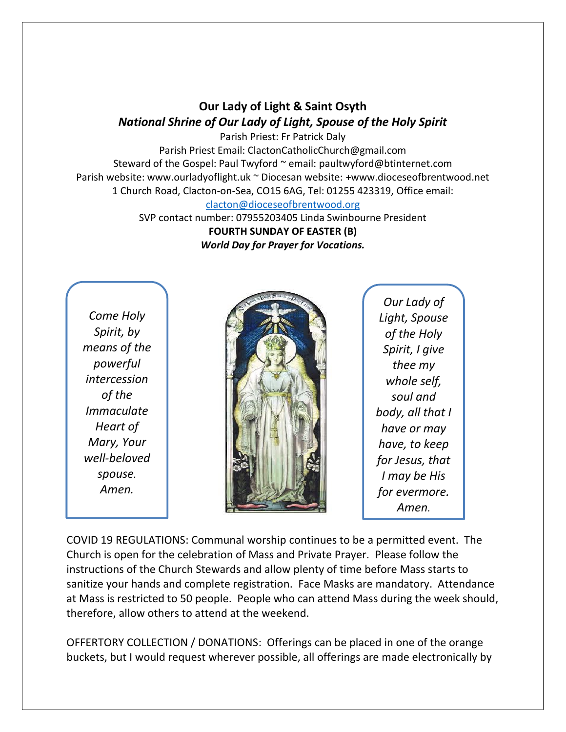# Our Lady of Light & Saint Osyth

## *National Shrine of Our Lady of Light, Spouse of the Holy Spirit*

Parish Priest: Fr Patrick Daly
Parish Priest Email: ClactonCatholicChurch@gmail.com
Steward of the Gospel: Paul Twyford ~ email: paultwyford@btinternet.com
Parish website: www.ourladyoflight.uk ~ Diocesan website: +www.dioceseofbrentwood.net
1 Church Road, Clacton-on-Sea, CO15 6AG, Tel: 01255 423319, Office email:
clacton@dioceseofbrentwood.org
SVP contact number: 07955203405 Linda Swinbourne President

**FOURTH SUNDAY OF EASTER (B)**

***World Day for Prayer for Vocations.***

*Come Holy Spirit, by means of the powerful intercession of the Immaculate Heart of Mary, Your well-beloved spouse. Amen.*

*Our Lady of Light, Spouse of the Holy Spirit, I give thee my whole self, soul and body, all that I have or may have, to keep for Jesus, that I may be His for evermore. Amen.*

COVID 19 REGULATIONS: Communal worship continues to be a permitted event. The Church is open for the celebration of Mass and Private Prayer. Please follow the instructions of the Church Stewards and allow plenty of time before Mass starts to sanitize your hands and complete registration. Face Masks are mandatory. Attendance at Mass is restricted to 50 people. People who can attend Mass during the week should, therefore, allow others to attend at the weekend.

OFFERTORY COLLECTION / DONATIONS: Offerings can be placed in one of the orange buckets, but I would request wherever possible, all offerings are made electronically by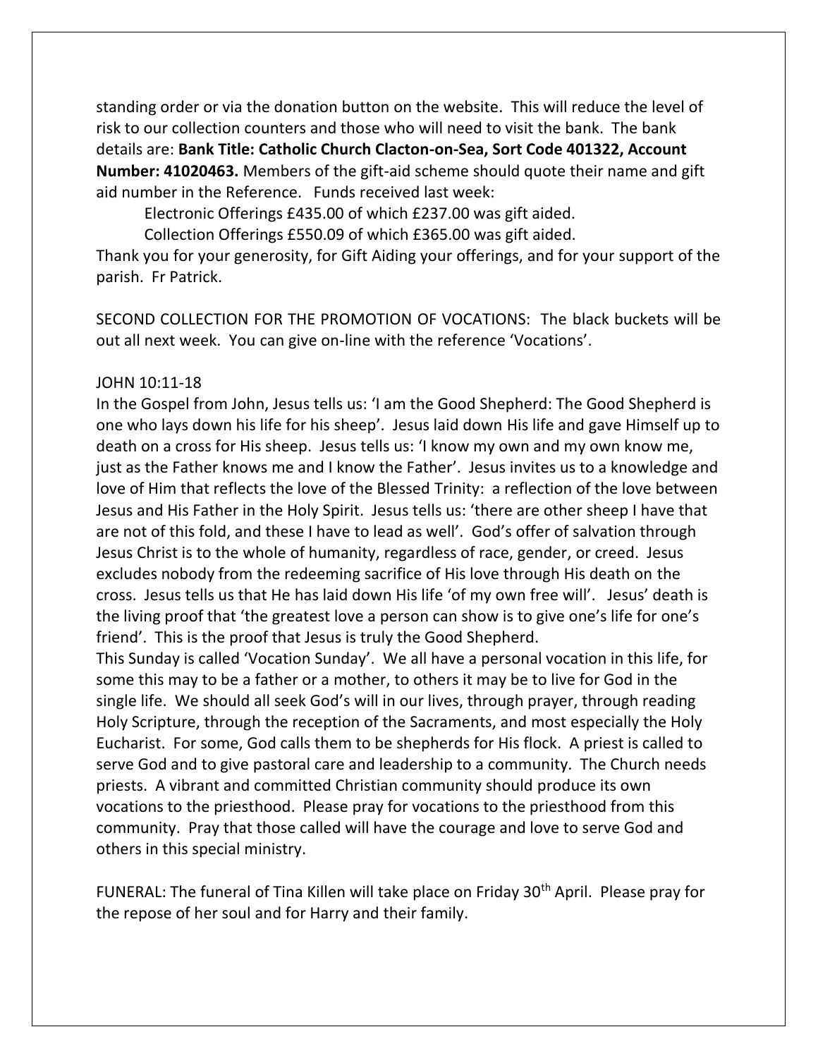standing order or via the donation button on the website. This will reduce the level of risk to our collection counters and those who will need to visit the bank. The bank details are: **Bank Title: Catholic Church Clacton-on-Sea, Sort Code 401322, Account Number: 41020463.** Members of the gift-aid scheme should quote their name and gift aid number in the Reference. Funds received last week:

Electronic Offerings £435.00 of which £237.00 was gift aided.

Collection Offerings £550.09 of which £365.00 was gift aided.

Thank you for your generosity, for Gift Aiding your offerings, and for your support of the parish. Fr Patrick.

SECOND COLLECTION FOR THE PROMOTION OF VOCATIONS: The black buckets will be out all next week. You can give on-line with the reference 'Vocations'.

JOHN 10:11-18

In the Gospel from John, Jesus tells us: 'I am the Good Shepherd: The Good Shepherd is one who lays down his life for his sheep'. Jesus laid down His life and gave Himself up to death on a cross for His sheep. Jesus tells us: 'I know my own and my own know me, just as the Father knows me and I know the Father'. Jesus invites us to a knowledge and love of Him that reflects the love of the Blessed Trinity: a reflection of the love between Jesus and His Father in the Holy Spirit. Jesus tells us: 'there are other sheep I have that are not of this fold, and these I have to lead as well'. God's offer of salvation through Jesus Christ is to the whole of humanity, regardless of race, gender, or creed. Jesus excludes nobody from the redeeming sacrifice of His love through His death on the cross. Jesus tells us that He has laid down His life 'of my own free will'. Jesus' death is the living proof that 'the greatest love a person can show is to give one's life for one's friend'. This is the proof that Jesus is truly the Good Shepherd.

This Sunday is called 'Vocation Sunday'. We all have a personal vocation in this life, for some this may to be a father or a mother, to others it may be to live for God in the single life. We should all seek God's will in our lives, through prayer, through reading Holy Scripture, through the reception of the Sacraments, and most especially the Holy Eucharist. For some, God calls them to be shepherds for His flock. A priest is called to serve God and to give pastoral care and leadership to a community. The Church needs priests. A vibrant and committed Christian community should produce its own vocations to the priesthood. Please pray for vocations to the priesthood from this community. Pray that those called will have the courage and love to serve God and others in this special ministry.

FUNERAL: The funeral of Tina Killen will take place on Friday 30th April. Please pray for the repose of her soul and for Harry and their family.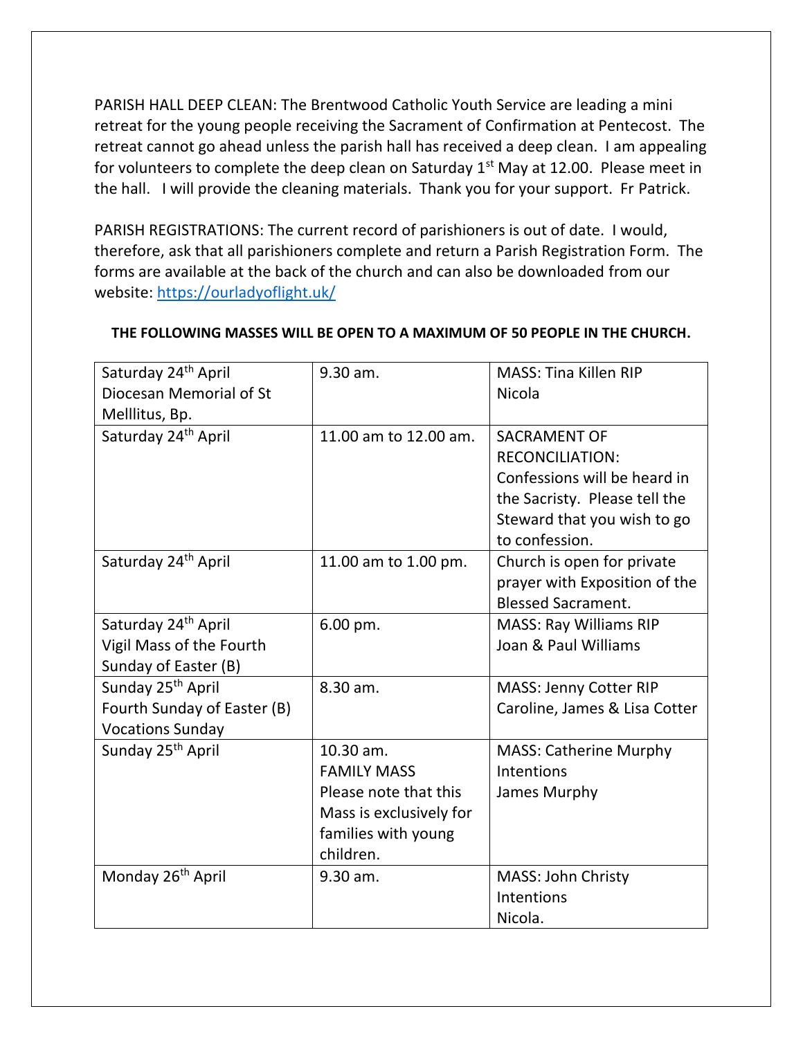PARISH HALL DEEP CLEAN: The Brentwood Catholic Youth Service are leading a mini retreat for the young people receiving the Sacrament of Confirmation at Pentecost. The retreat cannot go ahead unless the parish hall has received a deep clean. I am appealing for volunteers to complete the deep clean on Saturday 1st May at 12.00. Please meet in the hall. I will provide the cleaning materials. Thank you for your support. Fr Patrick.

PARISH REGISTRATIONS: The current record of parishioners is out of date. I would, therefore, ask that all parishioners complete and return a Parish Registration Form. The forms are available at the back of the church and can also be downloaded from our website: https://ourladyoflight.uk/

**THE FOLLOWING MASSES WILL BE OPEN TO A MAXIMUM OF 50 PEOPLE IN THE CHURCH.**

| | | |
|---|---|---|
| Saturday 24th April<br>Diocesan Memorial of St Melllitus, Bp. | 9.30 am. | MASS: Tina Killen RIP<br>Nicola |
| Saturday 24th April | 11.00 am to 12.00 am. | SACRAMENT OF RECONCILIATION: Confessions will be heard in the Sacristy. Please tell the Steward that you wish to go to confession. |
| Saturday 24th April | 11.00 am to 1.00 pm. | Church is open for private prayer with Exposition of the Blessed Sacrament. |
| Saturday 24th April<br>Vigil Mass of the Fourth Sunday of Easter (B) | 6.00 pm. | MASS: Ray Williams RIP<br>Joan & Paul Williams |
| Sunday 25th April<br>Fourth Sunday of Easter (B)<br>Vocations Sunday | 8.30 am. | MASS: Jenny Cotter RIP<br>Caroline, James & Lisa Cotter |
| Sunday 25th April | 10.30 am.<br>FAMILY MASS<br>Please note that this Mass is exclusively for families with young children. | MASS: Catherine Murphy Intentions<br>James Murphy |
| Monday 26th April | 9.30 am. | MASS: John Christy Intentions<br>Nicola. |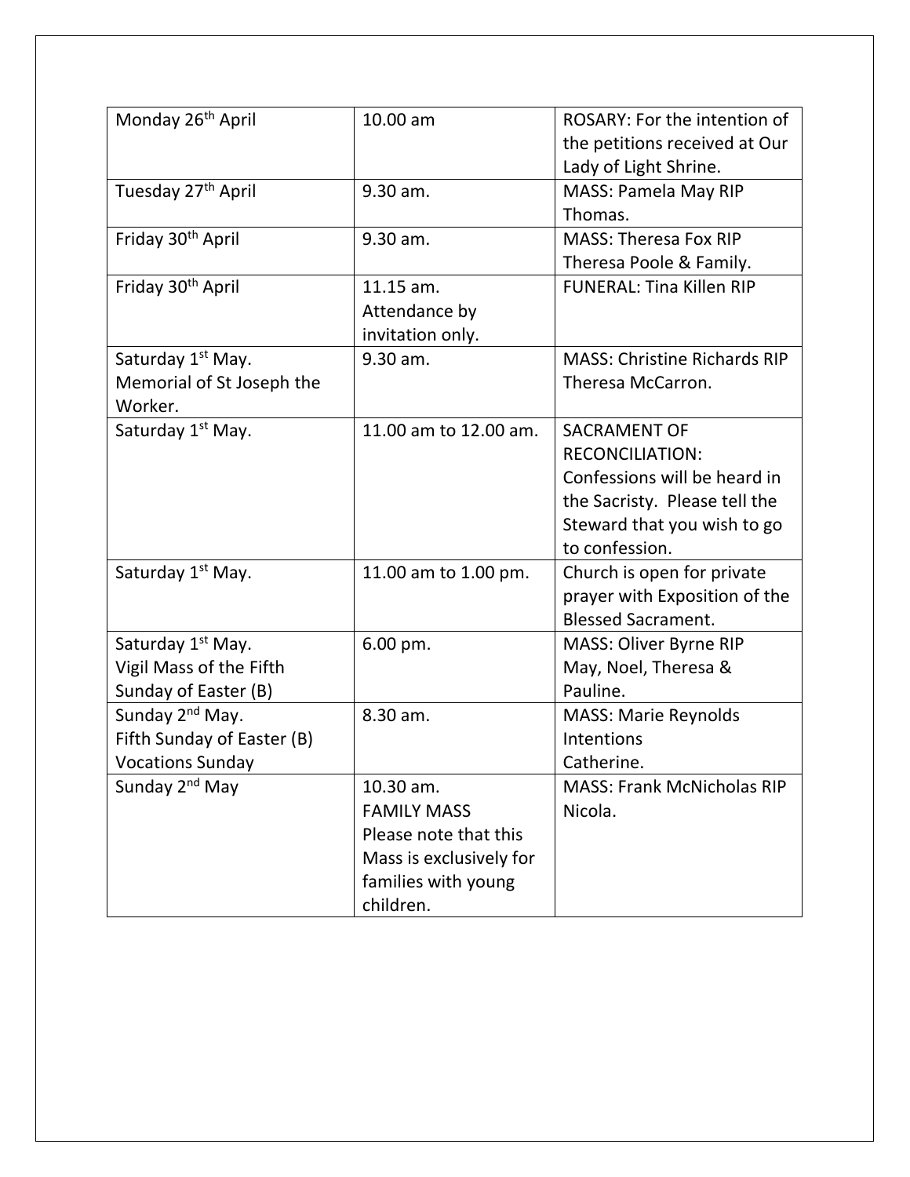| | | |
|---|---|---|
| Monday 26th April | 10.00 am | ROSARY: For the intention of the petitions received at Our Lady of Light Shrine. |
| Tuesday 27th April | 9.30 am. | MASS: Pamela May RIP<br>Thomas. |
| Friday 30th April | 9.30 am. | MASS: Theresa Fox RIP<br>Theresa Poole & Family. |
| Friday 30th April | 11.15 am.<br>Attendance by invitation only. | FUNERAL: Tina Killen RIP |
| Saturday 1st May.<br>Memorial of St Joseph the Worker. | 9.30 am. | MASS: Christine Richards RIP<br>Theresa McCarron. |
| Saturday 1st May. | 11.00 am to 12.00 am. | SACRAMENT OF RECONCILIATION:<br>Confessions will be heard in the Sacristy. Please tell the Steward that you wish to go to confession. |
| Saturday 1st May. | 11.00 am to 1.00 pm. | Church is open for private prayer with Exposition of the Blessed Sacrament. |
| Saturday 1st May.<br>Vigil Mass of the Fifth Sunday of Easter (B) | 6.00 pm. | MASS: Oliver Byrne RIP<br>May, Noel, Theresa & Pauline. |
| Sunday 2nd May.<br>Fifth Sunday of Easter (B)<br>Vocations Sunday | 8.30 am. | MASS: Marie Reynolds Intentions<br>Catherine. |
| Sunday 2nd May | 10.30 am.<br>FAMILY MASS<br>Please note that this Mass is exclusively for families with young children. | MASS: Frank McNicholas RIP<br>Nicola. |